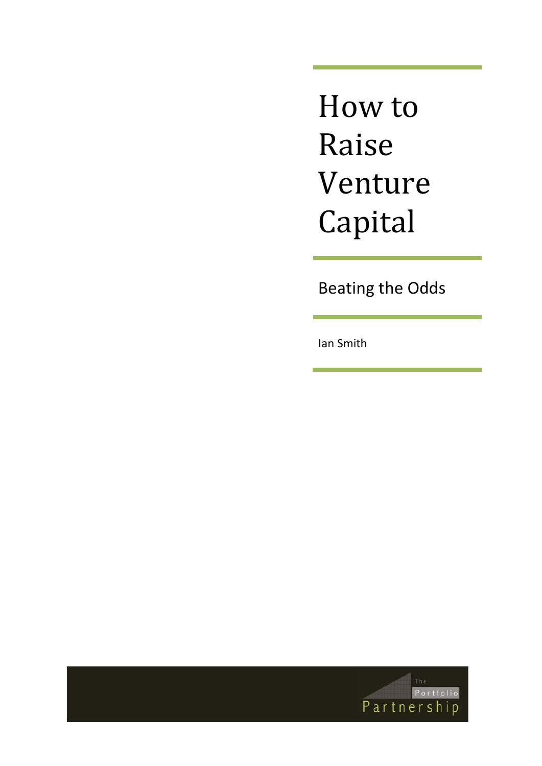# How to Raise Venture Capital

## Beating the Odds

Ian Smith

The Portfolio Partnership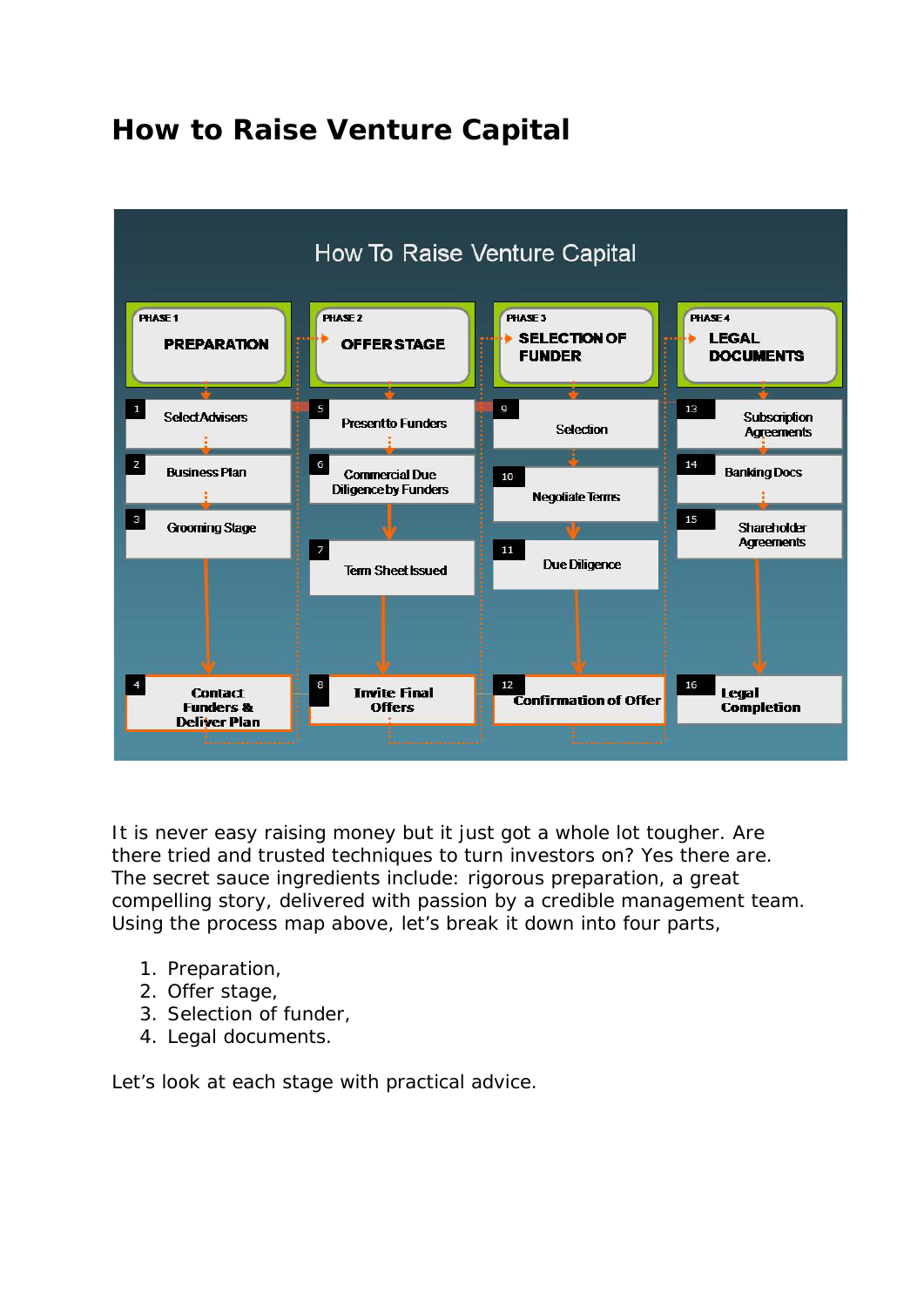# How to Raise Venture Capital

**How To Raise Venture Capital**

| PHASE 1 PREPARATION | PHASE 2 OFFER STAGE | PHASE 3 SELECTION OF FUNDER | PHASE 4 LEGAL DOCUMENTS |
|---|---|---|---|
| 1 Select Advisers | 5 Present to Funders | 9 Selection | 13 Subscription Agreements |
| 2 Business Plan | 6 Commercial Due Diligence by Funders | 10 Negotiate Terms | 14 Banking Docs |
| 3 Grooming Stage | 7 Term Sheet Issued | 11 Due Diligence | 15 Shareholder Agreements |
| 4 Contact Funders & Deliver Plan | 8 Invite Final Offers | 12 Confirmation of Offer | 16 Legal Completion |

It is never easy raising money but it just got a whole lot tougher. Are there tried and trusted techniques to turn investors on? Yes there are. The secret sauce ingredients include: rigorous preparation, a great compelling story, delivered with passion by a credible management team. Using the process map above, let's break it down into four parts,

1. Preparation,
2. Offer stage,
3. Selection of funder,
4. Legal documents.

Let's look at each stage with practical advice.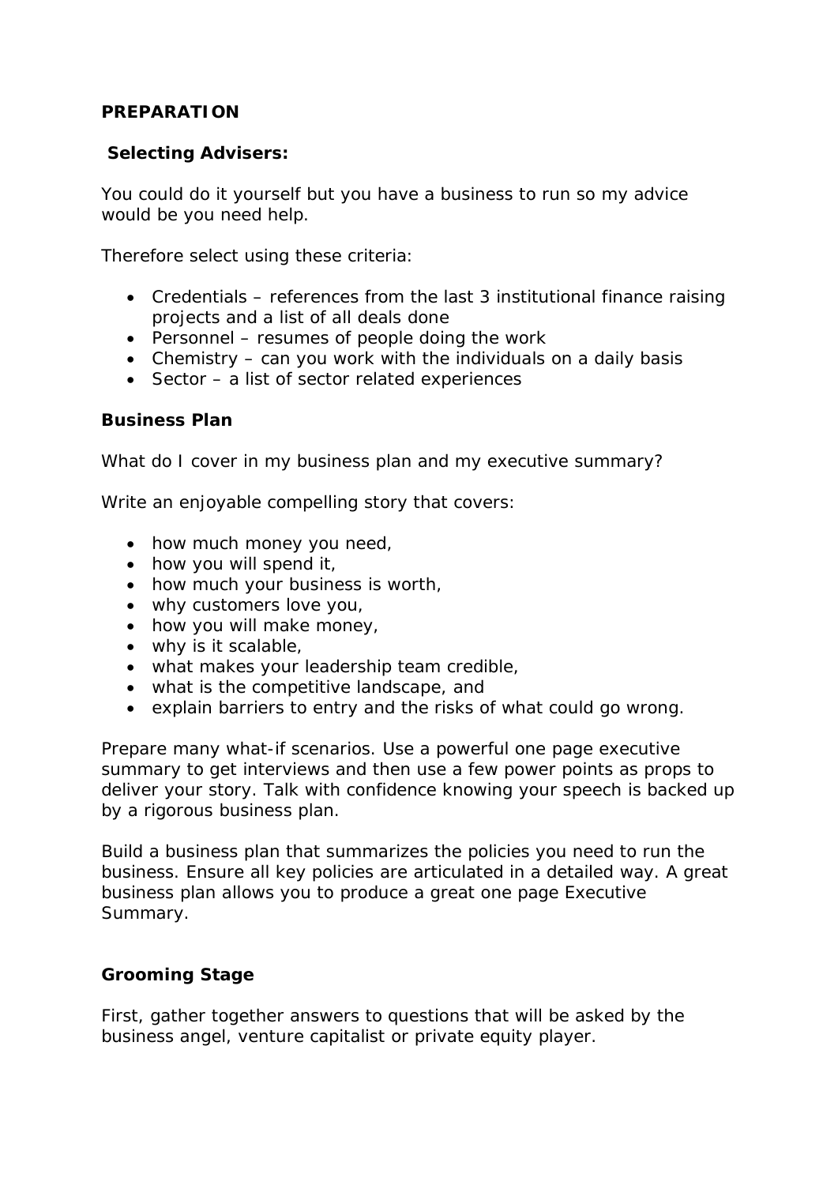**PREPARATION**

**Selecting Advisers:**

You could do it yourself but you have a business to run so my advice would be you need help.

Therefore select using these criteria:

- Credentials – references from the last 3 institutional finance raising projects and a list of all deals done
- Personnel – resumes of people doing the work
- Chemistry – can you work with the individuals on a daily basis
- Sector – a list of sector related experiences

**Business Plan**

What do I cover in my business plan and my executive summary?

Write an enjoyable compelling story that covers:

- how much money you need,
- how you will spend it,
- how much your business is worth,
- why customers love you,
- how you will make money,
- why is it scalable,
- what makes your leadership team credible,
- what is the competitive landscape, and
- explain barriers to entry and the risks of what could go wrong.

Prepare many what-if scenarios. Use a powerful one page executive summary to get interviews and then use a few power points as props to deliver your story. Talk with confidence knowing your speech is backed up by a rigorous business plan.

Build a business plan that summarizes the policies you need to run the business. Ensure all key policies are articulated in a detailed way. A great business plan allows you to produce a great one page Executive Summary.

**Grooming Stage**

First, gather together answers to questions that will be asked by the business angel, venture capitalist or private equity player.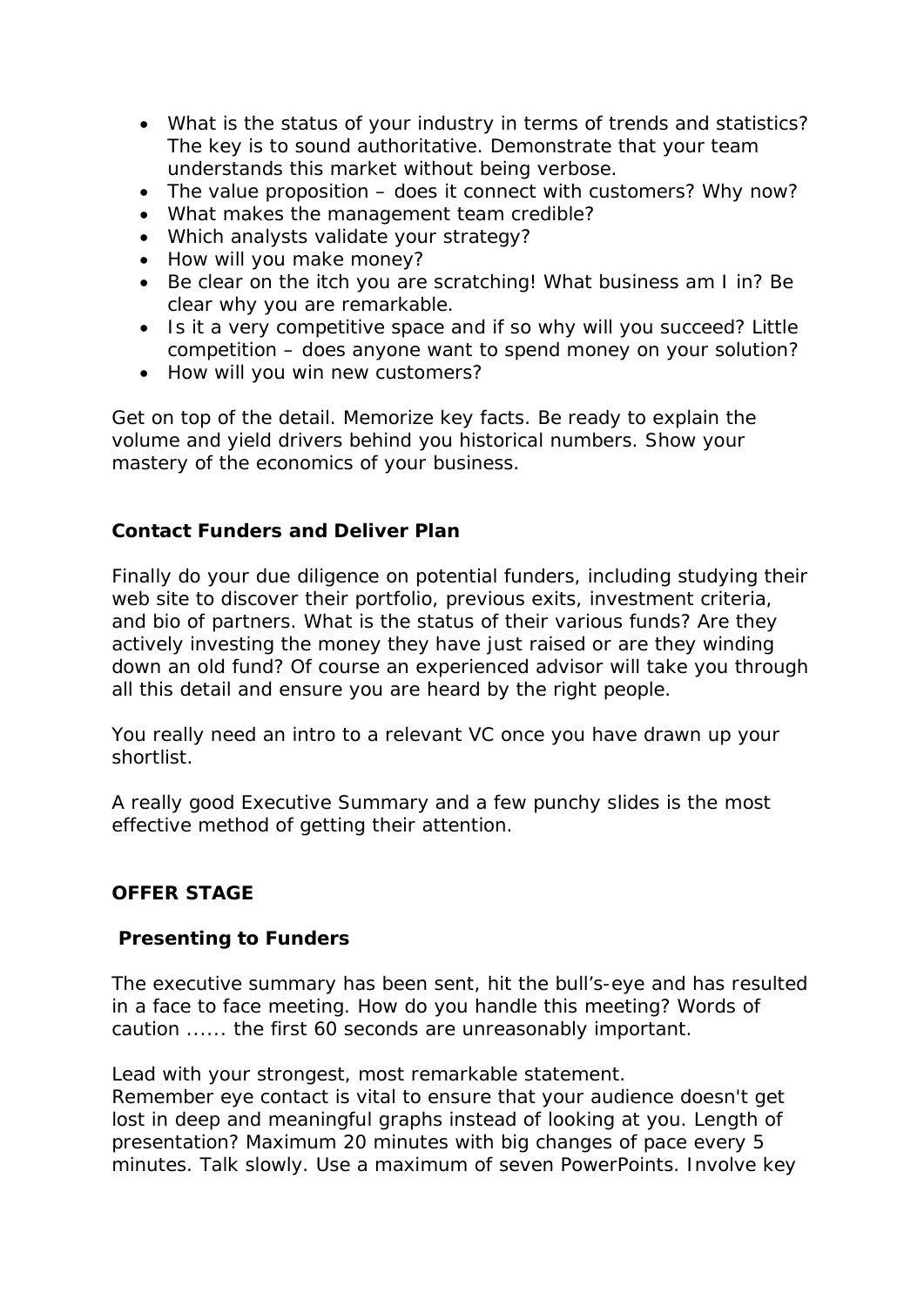- What is the status of your industry in terms of trends and statistics? The key is to sound authoritative. Demonstrate that your team understands this market without being verbose.
- The value proposition – does it connect with customers? Why now?
- What makes the management team credible?
- Which analysts validate your strategy?
- How will you make money?
- Be clear on the itch you are scratching! What business am I in? Be clear why you are remarkable.
- Is it a very competitive space and if so why will you succeed? Little competition – does anyone want to spend money on your solution?
- How will you win new customers?

Get on top of the detail. Memorize key facts. Be ready to explain the volume and yield drivers behind you historical numbers. Show your mastery of the economics of your business.

**Contact Funders and Deliver Plan**

Finally do your due diligence on potential funders, including studying their web site to discover their portfolio, previous exits, investment criteria, and bio of partners. What is the status of their various funds? Are they actively investing the money they have just raised or are they winding down an old fund? Of course an experienced advisor will take you through all this detail and ensure you are heard by the right people.

You really need an intro to a relevant VC once you have drawn up your shortlist.

A really good Executive Summary and a few punchy slides is the most effective method of getting their attention.

**OFFER STAGE**

**Presenting to Funders**

The executive summary has been sent, hit the bull's-eye and has resulted in a face to face meeting. How do you handle this meeting? Words of caution ...... the first 60 seconds are unreasonably important.

Lead with your strongest, most remarkable statement.
Remember eye contact is vital to ensure that your audience doesn't get lost in deep and meaningful graphs instead of looking at you. Length of presentation? Maximum 20 minutes with big changes of pace every 5 minutes. Talk slowly. Use a maximum of seven PowerPoints. Involve key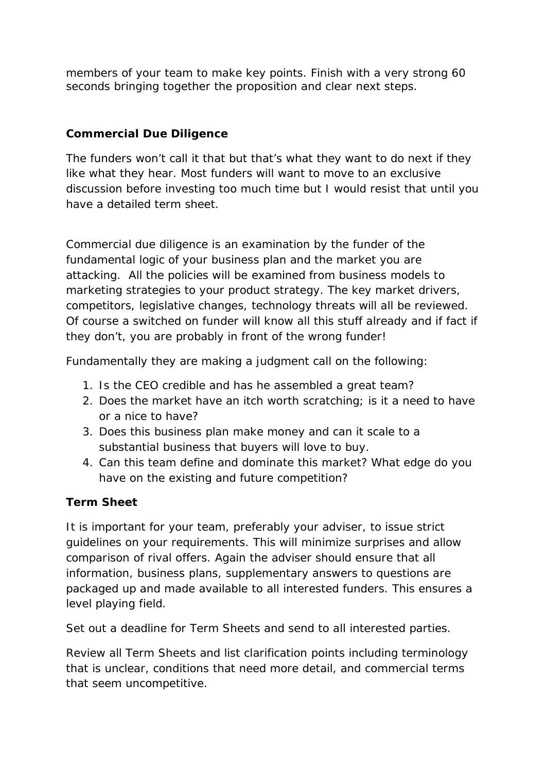members of your team to make key points. Finish with a very strong 60 seconds bringing together the proposition and clear next steps.

**Commercial Due Diligence**

The funders won't call it that but that's what they want to do next if they like what they hear. Most funders will want to move to an exclusive discussion before investing too much time but I would resist that until you have a detailed term sheet.

Commercial due diligence is an examination by the funder of the fundamental logic of your business plan and the market you are attacking. All the policies will be examined from business models to marketing strategies to your product strategy. The key market drivers, competitors, legislative changes, technology threats will all be reviewed. Of course a switched on funder will know all this stuff already and if fact if they don't, you are probably in front of the wrong funder!

Fundamentally they are making a judgment call on the following:

1. Is the CEO credible and has he assembled a great team?
2. Does the market have an itch worth scratching; is it a need to have or a nice to have?
3. Does this business plan make money and can it scale to a substantial business that buyers will love to buy.
4. Can this team define and dominate this market? What edge do you have on the existing and future competition?

**Term Sheet**

It is important for your team, preferably your adviser, to issue strict guidelines on your requirements. This will minimize surprises and allow comparison of rival offers. Again the adviser should ensure that all information, business plans, supplementary answers to questions are packaged up and made available to all interested funders. This ensures a level playing field.

Set out a deadline for Term Sheets and send to all interested parties.

Review all Term Sheets and list clarification points including terminology that is unclear, conditions that need more detail, and commercial terms that seem uncompetitive.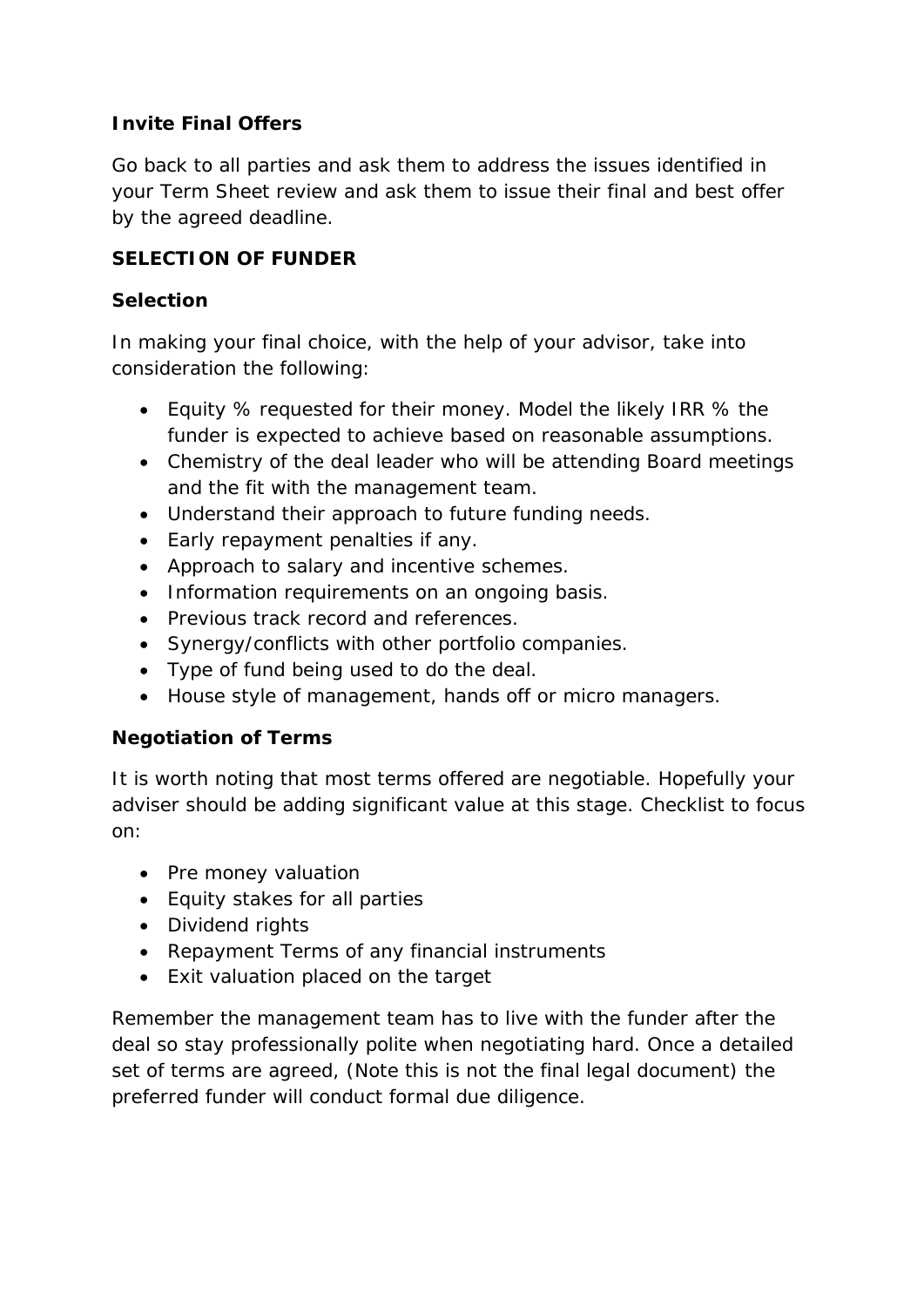**Invite Final Offers**

Go back to all parties and ask them to address the issues identified in your Term Sheet review and ask them to issue their final and best offer by the agreed deadline.

**SELECTION OF FUNDER**

**Selection**

In making your final choice, with the help of your advisor, take into consideration the following:

- Equity % requested for their money. Model the likely IRR % the funder is expected to achieve based on reasonable assumptions.
- Chemistry of the deal leader who will be attending Board meetings and the fit with the management team.
- Understand their approach to future funding needs.
- Early repayment penalties if any.
- Approach to salary and incentive schemes.
- Information requirements on an ongoing basis.
- Previous track record and references.
- Synergy/conflicts with other portfolio companies.
- Type of fund being used to do the deal.
- House style of management, hands off or micro managers.

**Negotiation of Terms**

It is worth noting that most terms offered are negotiable. Hopefully your adviser should be adding significant value at this stage. Checklist to focus on:

- Pre money valuation
- Equity stakes for all parties
- Dividend rights
- Repayment Terms of any financial instruments
- Exit valuation placed on the target

Remember the management team has to live with the funder after the deal so stay professionally polite when negotiating hard. Once a detailed set of terms are agreed, (Note this is not the final legal document) the preferred funder will conduct formal due diligence.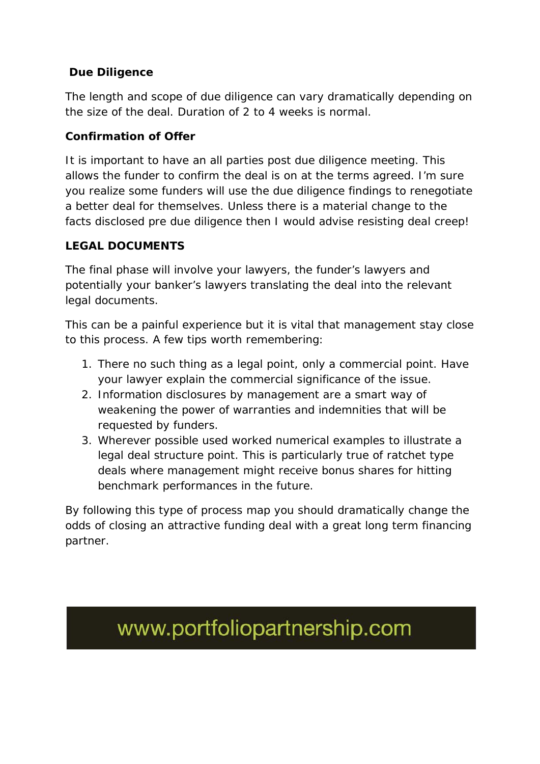**Due Diligence**

The length and scope of due diligence can vary dramatically depending on the size of the deal. Duration of 2 to 4 weeks is normal.

**Confirmation of Offer**

It is important to have an all parties post due diligence meeting. This allows the funder to confirm the deal is on at the terms agreed. I'm sure you realize some funders will use the due diligence findings to renegotiate a better deal for themselves. Unless there is a material change to the facts disclosed pre due diligence then I would advise resisting deal creep!

**LEGAL DOCUMENTS**

The final phase will involve your lawyers, the funder's lawyers and potentially your banker's lawyers translating the deal into the relevant legal documents.

This can be a painful experience but it is vital that management stay close to this process. A few tips worth remembering:

1. There no such thing as a legal point, only a commercial point. Have your lawyer explain the commercial significance of the issue.
2. Information disclosures by management are a smart way of weakening the power of warranties and indemnities that will be requested by funders.
3. Wherever possible used worked numerical examples to illustrate a legal deal structure point. This is particularly true of ratchet type deals where management might receive bonus shares for hitting benchmark performances in the future.

By following this type of process map you should dramatically change the odds of closing an attractive funding deal with a great long term financing partner.

www.portfoliopartnership.com